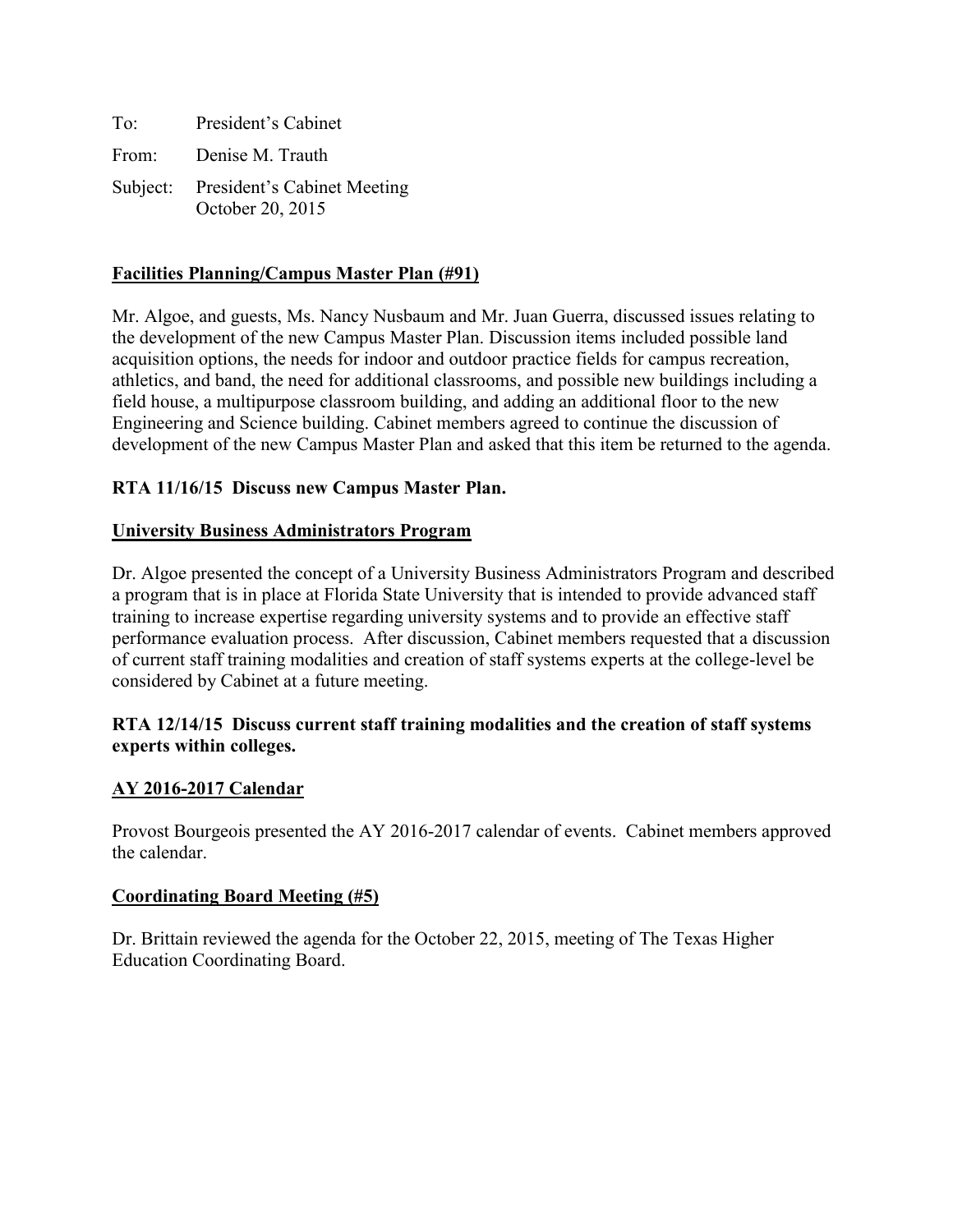To: President's Cabinet

From: Denise M. Trauth

Subject: President's Cabinet Meeting
October 20, 2015

**<u>Facilities Planning/Campus Master Plan (#91)</u>**

Mr. Algoe, and guests, Ms. Nancy Nusbaum and Mr. Juan Guerra, discussed issues relating to the development of the new Campus Master Plan. Discussion items included possible land acquisition options, the needs for indoor and outdoor practice fields for campus recreation, athletics, and band, the need for additional classrooms, and possible new buildings including a field house, a multipurpose classroom building, and adding an additional floor to the new Engineering and Science building. Cabinet members agreed to continue the discussion of development of the new Campus Master Plan and asked that this item be returned to the agenda.

**RTA 11/16/15 Discuss new Campus Master Plan.**

**<u>University Business Administrators Program</u>**

Dr. Algoe presented the concept of a University Business Administrators Program and described a program that is in place at Florida State University that is intended to provide advanced staff training to increase expertise regarding university systems and to provide an effective staff performance evaluation process. After discussion, Cabinet members requested that a discussion of current staff training modalities and creation of staff systems experts at the college-level be considered by Cabinet at a future meeting.

**RTA 12/14/15 Discuss current staff training modalities and the creation of staff systems experts within colleges.**

**<u>AY 2016-2017 Calendar</u>**

Provost Bourgeois presented the AY 2016-2017 calendar of events. Cabinet members approved the calendar.

**<u>Coordinating Board Meeting (#5)</u>**

Dr. Brittain reviewed the agenda for the October 22, 2015, meeting of The Texas Higher Education Coordinating Board.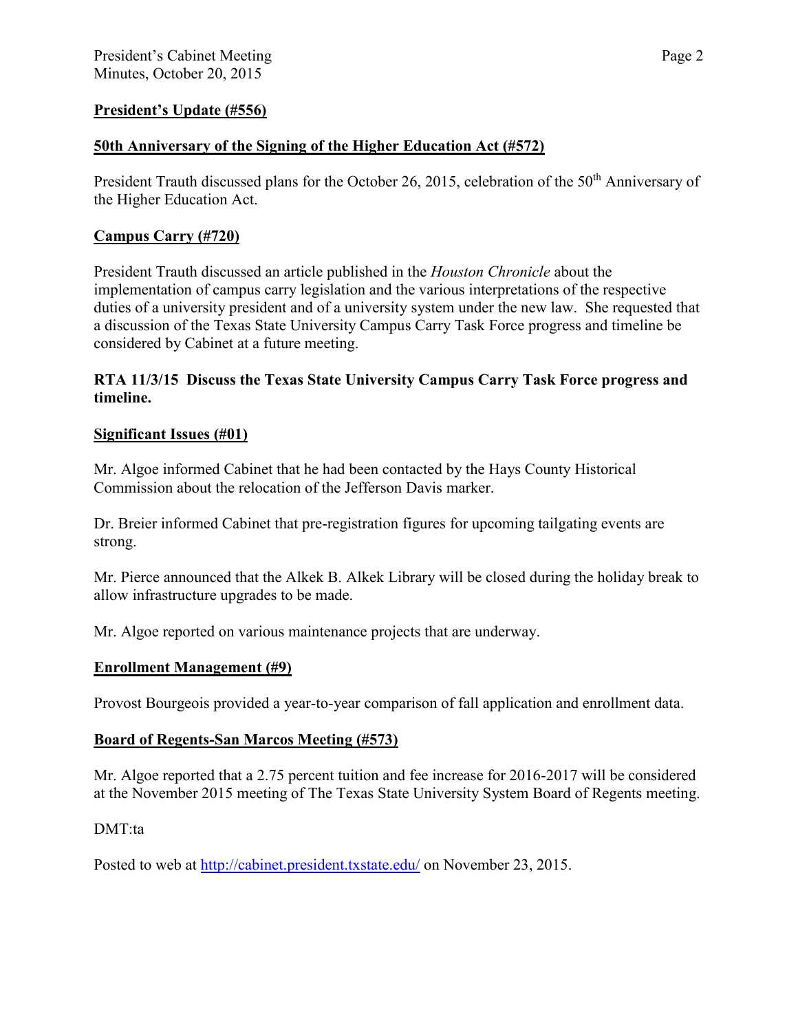## President's Update (#556)

## 50th Anniversary of the Signing of the Higher Education Act (#572)

President Trauth discussed plans for the October 26, 2015, celebration of the 50th Anniversary of the Higher Education Act.

## Campus Carry (#720)

President Trauth discussed an article published in the *Houston Chronicle* about the implementation of campus carry legislation and the various interpretations of the respective duties of a university president and of a university system under the new law. She requested that a discussion of the Texas State University Campus Carry Task Force progress and timeline be considered by Cabinet at a future meeting.

**RTA 11/3/15 Discuss the Texas State University Campus Carry Task Force progress and timeline.**

## Significant Issues (#01)

Mr. Algoe informed Cabinet that he had been contacted by the Hays County Historical Commission about the relocation of the Jefferson Davis marker.

Dr. Breier informed Cabinet that pre-registration figures for upcoming tailgating events are strong.

Mr. Pierce announced that the Alkek B. Alkek Library will be closed during the holiday break to allow infrastructure upgrades to be made.

Mr. Algoe reported on various maintenance projects that are underway.

## Enrollment Management (#9)

Provost Bourgeois provided a year-to-year comparison of fall application and enrollment data.

## Board of Regents-San Marcos Meeting (#573)

Mr. Algoe reported that a 2.75 percent tuition and fee increase for 2016-2017 will be considered at the November 2015 meeting of The Texas State University System Board of Regents meeting.

DMT:ta

Posted to web at http://cabinet.president.txstate.edu/ on November 23, 2015.